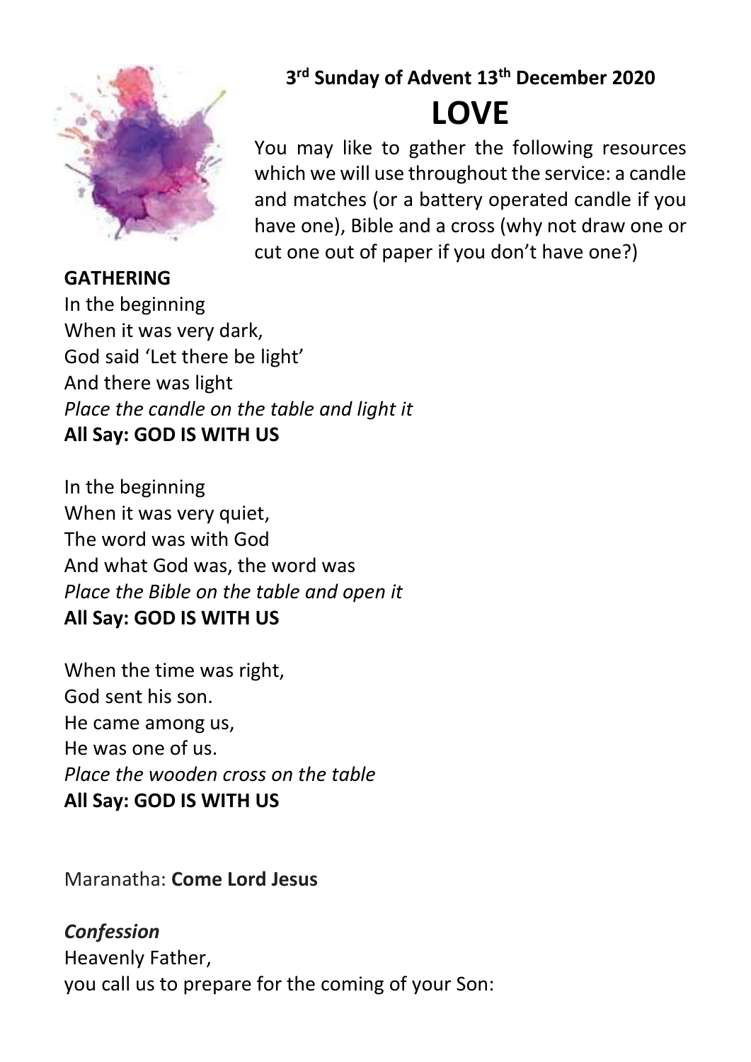**3rd Sunday of Advent 13th December 2020**

# LOVE

You may like to gather the following resources which we will use throughout the service: a candle and matches (or a battery operated candle if you have one), Bible and a cross (why not draw one or cut one out of paper if you don't have one?)

**GATHERING**

In the beginning
When it was very dark,
God said 'Let there be light'
And there was light
*Place the candle on the table and light it*
**All Say: GOD IS WITH US**

In the beginning
When it was very quiet,
The word was with God
And what God was, the word was
*Place the Bible on the table and open it*
**All Say: GOD IS WITH US**

When the time was right,
God sent his son.
He came among us,
He was one of us.
*Place the wooden cross on the table*
**All Say: GOD IS WITH US**

Maranatha: **Come Lord Jesus**

***Confession***

Heavenly Father,
you call us to prepare for the coming of your Son: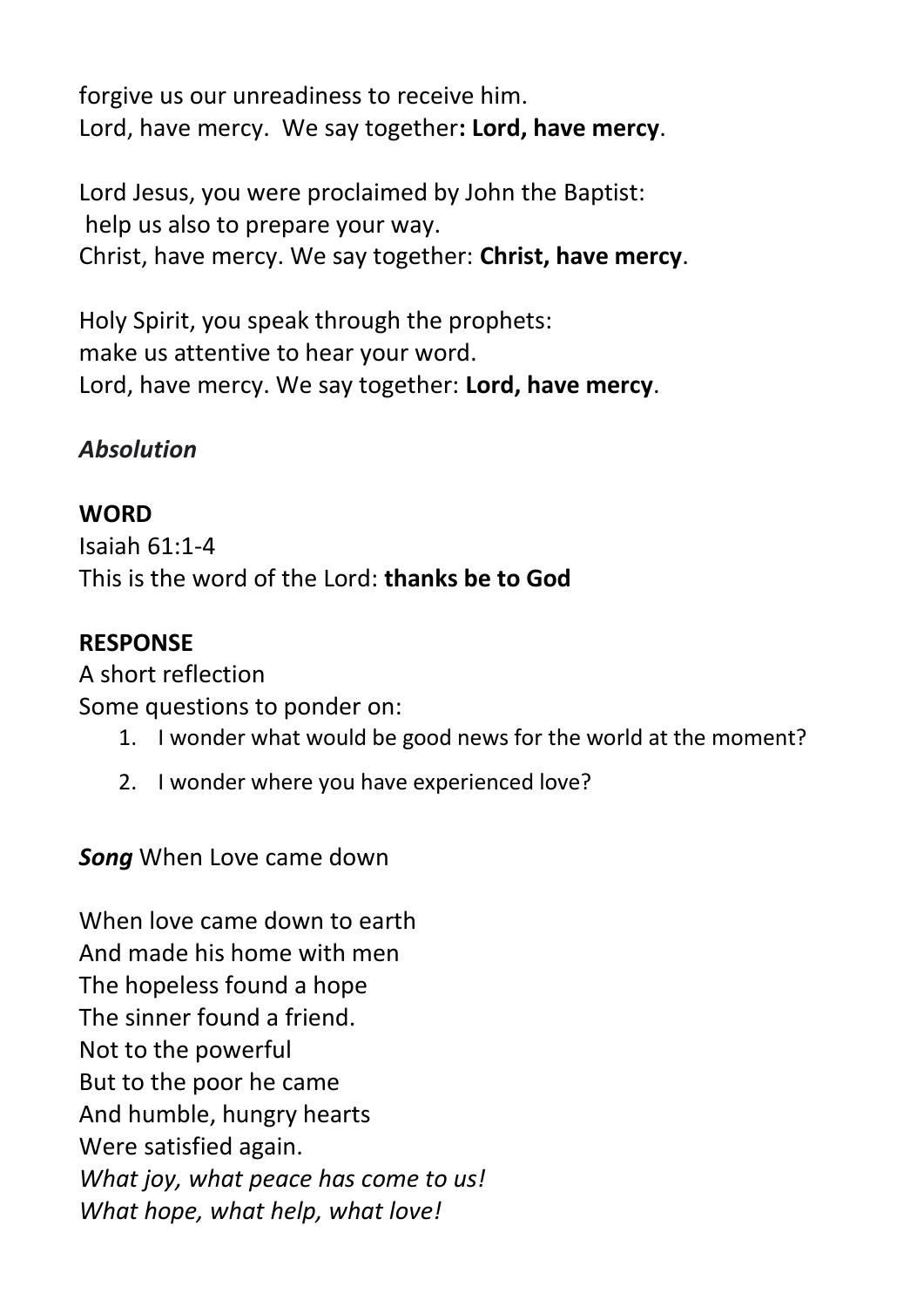forgive us our unreadiness to receive him.
Lord, have mercy. We say together**: Lord, have mercy**.

Lord Jesus, you were proclaimed by John the Baptist:
help us also to prepare your way.
Christ, have mercy. We say together: **Christ, have mercy**.

Holy Spirit, you speak through the prophets:
make us attentive to hear your word.
Lord, have mercy. We say together: **Lord, have mercy**.

***Absolution***

**WORD**

Isaiah 61:1-4
This is the word of the Lord: **thanks be to God**

**RESPONSE**

A short reflection
Some questions to ponder on:

1. I wonder what would be good news for the world at the moment?
2. I wonder where you have experienced love?

***Song*** When Love came down

When love came down to earth
And made his home with men
The hopeless found a hope
The sinner found a friend.
Not to the powerful
But to the poor he came
And humble, hungry hearts
Were satisfied again.
*What joy, what peace has come to us!*
*What hope, what help, what love!*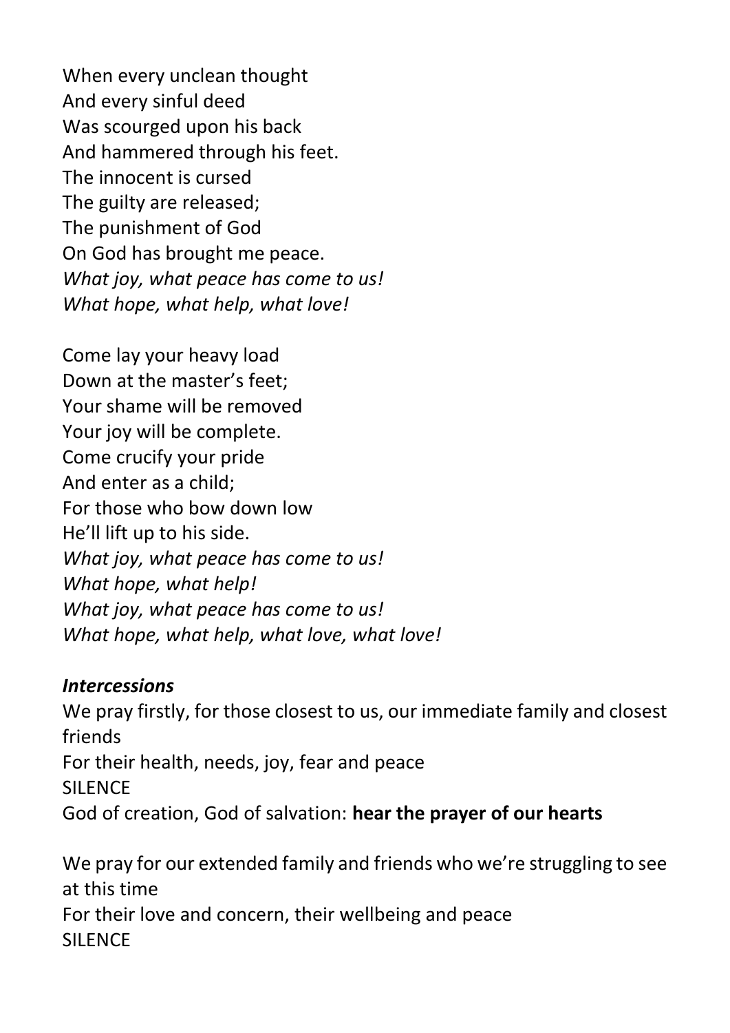When every unclean thought
And every sinful deed
Was scourged upon his back
And hammered through his feet.
The innocent is cursed
The guilty are released;
The punishment of God
On God has brought me peace.
*What joy, what peace has come to us!*
*What hope, what help, what love!*

Come lay your heavy load
Down at the master's feet;
Your shame will be removed
Your joy will be complete.
Come crucify your pride
And enter as a child;
For those who bow down low
He'll lift up to his side.
*What joy, what peace has come to us!*
*What hope, what help!*
*What joy, what peace has come to us!*
*What hope, what help, what love, what love!*

***Intercessions***

We pray firstly, for those closest to us, our immediate family and closest friends
For their health, needs, joy, fear and peace
SILENCE
God of creation, God of salvation: **hear the prayer of our hearts**

We pray for our extended family and friends who we're struggling to see at this time
For their love and concern, their wellbeing and peace
SILENCE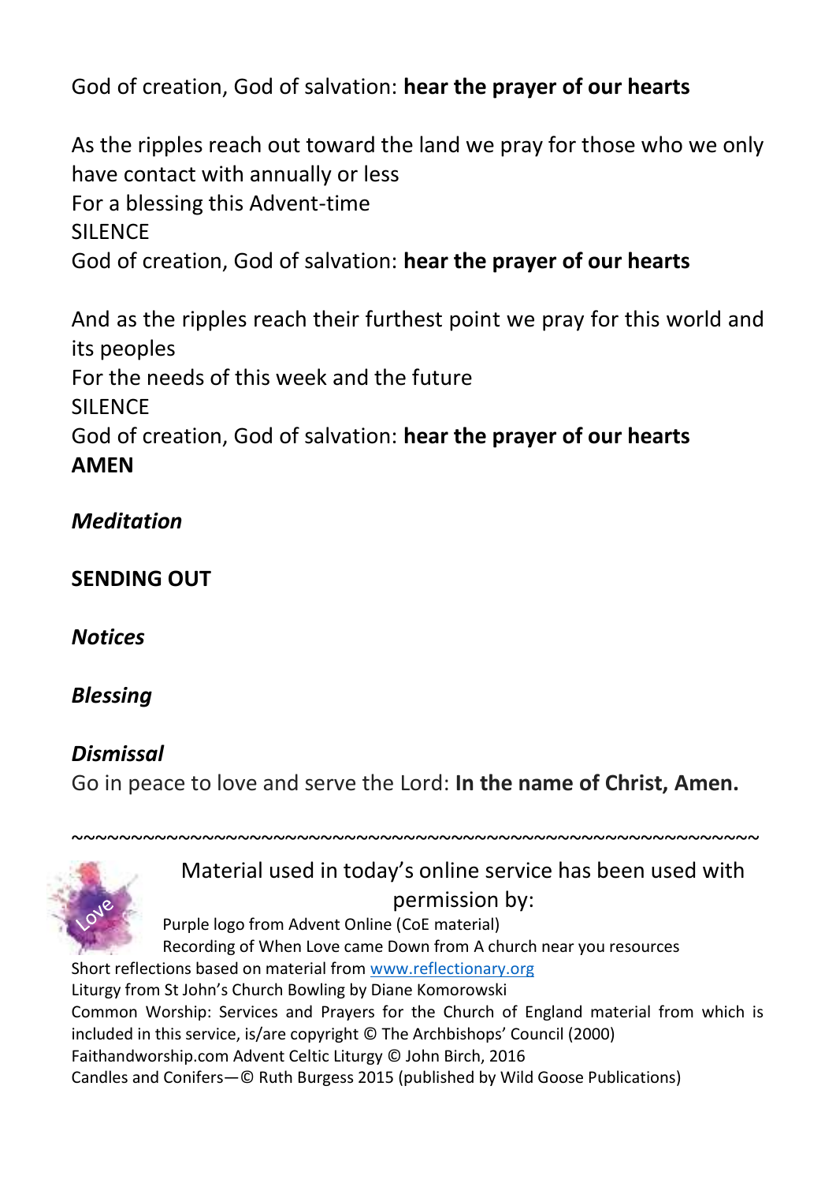God of creation, God of salvation: **hear the prayer of our hearts**

As the ripples reach out toward the land we pray for those who we only have contact with annually or less
For a blessing this Advent-time
SILENCE
God of creation, God of salvation: **hear the prayer of our hearts**

And as the ripples reach their furthest point we pray for this world and its peoples
For the needs of this week and the future
SILENCE
God of creation, God of salvation: **hear the prayer of our hearts**
**AMEN**

***Meditation***

**SENDING OUT**

***Notices***

***Blessing***

***Dismissal***
Go in peace to love and serve the Lord: **In the name of Christ, Amen.**

~~~~~~~~~~~~~~~~~~~~~~~~~~~~~~~~~~~~~~~~~~~~~~~~~~~~~~~~~~~~

Material used in today's online service has been used with permission by:

Purple logo from Advent Online (CoE material)
Recording of When Love came Down from A church near you resources
Short reflections based on material from www.reflectionary.org
Liturgy from St John's Church Bowling by Diane Komorowski
Common Worship: Services and Prayers for the Church of England material from which is included in this service, is/are copyright © The Archbishops' Council (2000)
Faithandworship.com Advent Celtic Liturgy © John Birch, 2016
Candles and Conifers—© Ruth Burgess 2015 (published by Wild Goose Publications)